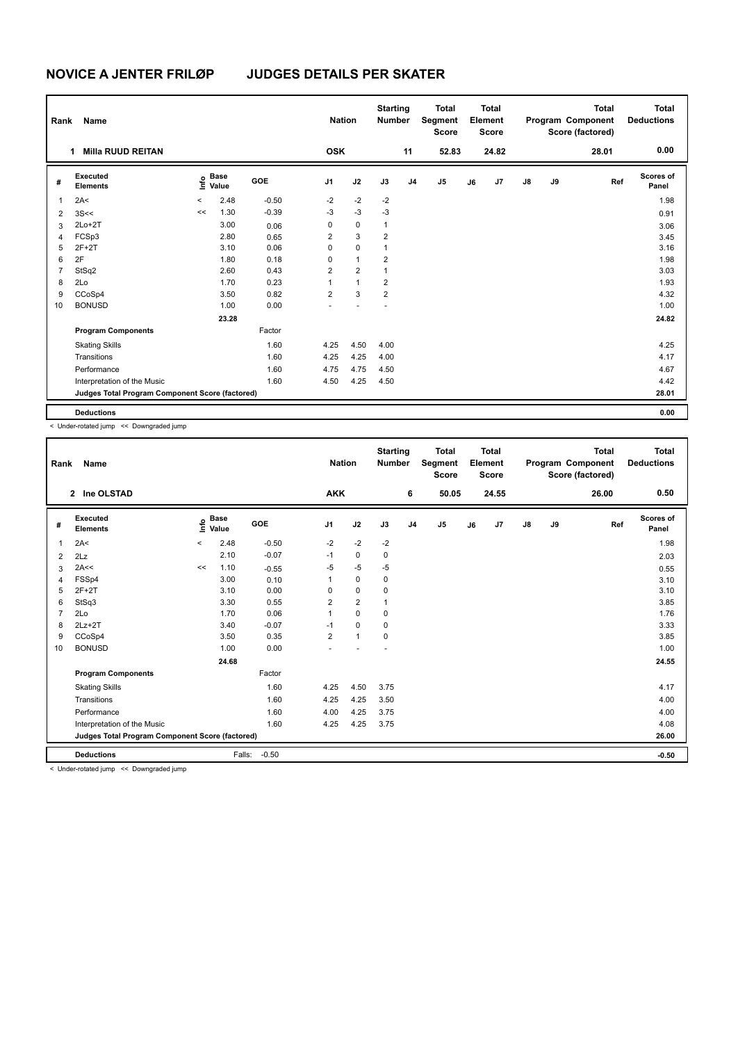# NOVICE A JENTER FRILØP JUDGES DETAILS PER SKATER

| Rank | Name | Nation | Starting Number | Total Segment Score | Total Element Score | Total Program Component Score (factored) | Total Deductions |
|---|---|---|---|---|---|---|---|
| 1 | Milla RUUD REITAN | OSK | 11 | 52.83 | 24.82 | 28.01 | 0.00 |

| # | Executed Elements | Info | Base Value | GOE | J1 | J2 | J3 | J4 | J5 | J6 | J7 | J8 | J9 | Ref | Scores of Panel |
|---|---|---|---|---|---|---|---|---|---|---|---|---|---|---|---|
| 1 | 2A< | < | 2.48 | -0.50 | -2 | -2 | -2 | | | | | | | | 1.98 |
| 2 | 3S<< | << | 1.30 | -0.39 | -3 | -3 | -3 | | | | | | | | 0.91 |
| 3 | 2Lo+2T | | 3.00 | 0.06 | 0 | 0 | 1 | | | | | | | | 3.06 |
| 4 | FCSp3 | | 2.80 | 0.65 | 2 | 3 | 2 | | | | | | | | 3.45 |
| 5 | 2F+2T | | 3.10 | 0.06 | 0 | 0 | 1 | | | | | | | | 3.16 |
| 6 | 2F | | 1.80 | 0.18 | 0 | 1 | 2 | | | | | | | | 1.98 |
| 7 | StSq2 | | 2.60 | 0.43 | 2 | 2 | 1 | | | | | | | | 3.03 |
| 8 | 2Lo | | 1.70 | 0.23 | 1 | 1 | 2 | | | | | | | | 1.93 |
| 9 | CCoSp4 | | 3.50 | 0.82 | 2 | 3 | 2 | | | | | | | | 4.32 |
| 10 | BONUSD | | 1.00 | 0.00 | - | - | - | | | | | | | | 1.00 |
| | | | 23.28 | | | | | | | | | | | | 24.82 |
| | **Program Components** | | | Factor | | | | | | | | | | | |
| | Skating Skills | | | 1.60 | 4.25 | 4.50 | 4.00 | | | | | | | | 4.25 |
| | Transitions | | | 1.60 | 4.25 | 4.25 | 4.00 | | | | | | | | 4.17 |
| | Performance | | | 1.60 | 4.75 | 4.75 | 4.50 | | | | | | | | 4.67 |
| | Interpretation of the Music | | | 1.60 | 4.50 | 4.25 | 4.50 | | | | | | | | 4.42 |
| | **Judges Total Program Component Score (factored)** | | | | | | | | | | | | | | 28.01 |
| | **Deductions** | | | | | | | | | | | | | | 0.00 |

< Under-rotated jump << Downgraded jump

| Rank | Name | Nation | Starting Number | Total Segment Score | Total Element Score | Total Program Component Score (factored) | Total Deductions |
|---|---|---|---|---|---|---|---|
| 2 | Ine OLSTAD | AKK | 6 | 50.05 | 24.55 | 26.00 | 0.50 |

| # | Executed Elements | Info | Base Value | GOE | J1 | J2 | J3 | J4 | J5 | J6 | J7 | J8 | J9 | Ref | Scores of Panel |
|---|---|---|---|---|---|---|---|---|---|---|---|---|---|---|---|
| 1 | 2A< | < | 2.48 | -0.50 | -2 | -2 | -2 | | | | | | | | 1.98 |
| 2 | 2Lz | | 2.10 | -0.07 | -1 | 0 | 0 | | | | | | | | 2.03 |
| 3 | 2A<< | << | 1.10 | -0.55 | -5 | -5 | -5 | | | | | | | | 0.55 |
| 4 | FSSp4 | | 3.00 | 0.10 | 1 | 0 | 0 | | | | | | | | 3.10 |
| 5 | 2F+2T | | 3.10 | 0.00 | 0 | 0 | 0 | | | | | | | | 3.10 |
| 6 | StSq3 | | 3.30 | 0.55 | 2 | 2 | 1 | | | | | | | | 3.85 |
| 7 | 2Lo | | 1.70 | 0.06 | 1 | 0 | 0 | | | | | | | | 1.76 |
| 8 | 2Lz+2T | | 3.40 | -0.07 | -1 | 0 | 0 | | | | | | | | 3.33 |
| 9 | CCoSp4 | | 3.50 | 0.35 | 2 | 1 | 0 | | | | | | | | 3.85 |
| 10 | BONUSD | | 1.00 | 0.00 | - | - | - | | | | | | | | 1.00 |
| | | | 24.68 | | | | | | | | | | | | 24.55 |
| | **Program Components** | | | Factor | | | | | | | | | | | |
| | Skating Skills | | | 1.60 | 4.25 | 4.50 | 3.75 | | | | | | | | 4.17 |
| | Transitions | | | 1.60 | 4.25 | 4.25 | 3.50 | | | | | | | | 4.00 |
| | Performance | | | 1.60 | 4.00 | 4.25 | 3.75 | | | | | | | | 4.00 |
| | Interpretation of the Music | | | 1.60 | 4.25 | 4.25 | 3.75 | | | | | | | | 4.08 |
| | **Judges Total Program Component Score (factored)** | | | | | | | | | | | | | | 26.00 |
| | **Deductions** | | Falls: | -0.50 | | | | | | | | | | | -0.50 |

< Under-rotated jump << Downgraded jump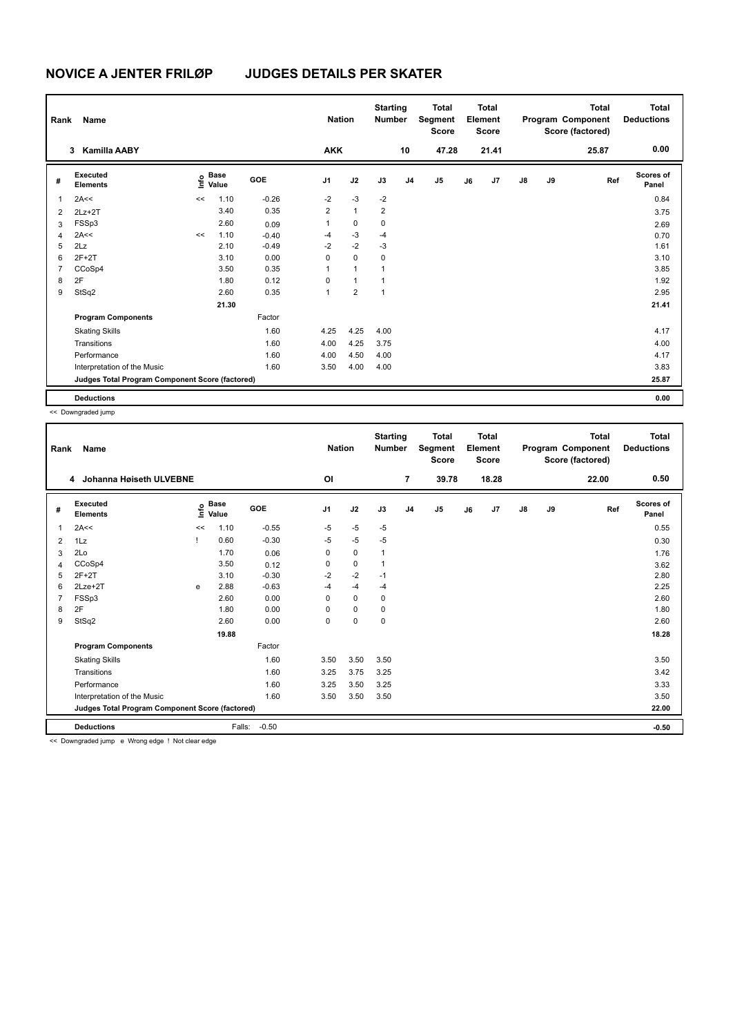# NOVICE A JENTER FRILØP JUDGES DETAILS PER SKATER

| Rank | Name | Nation | Starting Number | Total Segment Score | Total Element Score | Total Program Component Score (factored) | Total Deductions |
|---|---|---|---|---|---|---|---|
| 3 | Kamilla AABY | AKK | 10 | 47.28 | 21.41 | 25.87 | 0.00 |

| # | Executed Elements | Info | Base Value | GOE | J1 | J2 | J3 | J4 | J5 | J6 | J7 | J8 | J9 | Ref | Scores of Panel |
|---|---|---|---|---|---|---|---|---|---|---|---|---|---|---|---|
| 1 | 2A<< | << | 1.10 | -0.26 | -2 | -3 | -2 | | | | | | | | 0.84 |
| 2 | 2Lz+2T | | 3.40 | 0.35 | 2 | 1 | 2 | | | | | | | | 3.75 |
| 3 | FSSp3 | | 2.60 | 0.09 | 1 | 0 | 0 | | | | | | | | 2.69 |
| 4 | 2A<< | << | 1.10 | -0.40 | -4 | -3 | -4 | | | | | | | | 0.70 |
| 5 | 2Lz | | 2.10 | -0.49 | -2 | -2 | -3 | | | | | | | | 1.61 |
| 6 | 2F+2T | | 3.10 | 0.00 | 0 | 0 | 0 | | | | | | | | 3.10 |
| 7 | CCoSp4 | | 3.50 | 0.35 | 1 | 1 | 1 | | | | | | | | 3.85 |
| 8 | 2F | | 1.80 | 0.12 | 0 | 1 | 1 | | | | | | | | 1.92 |
| 9 | StSq2 | | 2.60 | 0.35 | 1 | 2 | 1 | | | | | | | | 2.95 |
| | | | 21.30 | | | | | | | | | | | | 21.41 |
| | **Program Components** | | | Factor | | | | | | | | | | | |
| | Skating Skills | | | 1.60 | 4.25 | 4.25 | 4.00 | | | | | | | | 4.17 |
| | Transitions | | | 1.60 | 4.00 | 4.25 | 3.75 | | | | | | | | 4.00 |
| | Performance | | | 1.60 | 4.00 | 4.50 | 4.00 | | | | | | | | 4.17 |
| | Interpretation of the Music | | | 1.60 | 3.50 | 4.00 | 4.00 | | | | | | | | 3.83 |
| | **Judges Total Program Component Score (factored)** | | | | | | | | | | | | | | 25.87 |
| | **Deductions** | | | | | | | | | | | | | | 0.00 |

<< Downgraded jump

| Rank | Name | Nation | Starting Number | Total Segment Score | Total Element Score | Total Program Component Score (factored) | Total Deductions |
|---|---|---|---|---|---|---|---|
| 4 | Johanna Høiseth ULVEBNE | OI | 7 | 39.78 | 18.28 | 22.00 | 0.50 |

| # | Executed Elements | Info | Base Value | GOE | J1 | J2 | J3 | J4 | J5 | J6 | J7 | J8 | J9 | Ref | Scores of Panel |
|---|---|---|---|---|---|---|---|---|---|---|---|---|---|---|---|
| 1 | 2A<< | << | 1.10 | -0.55 | -5 | -5 | -5 | | | | | | | | 0.55 |
| 2 | 1Lz | ! | 0.60 | -0.30 | -5 | -5 | -5 | | | | | | | | 0.30 |
| 3 | 2Lo | | 1.70 | 0.06 | 0 | 0 | 1 | | | | | | | | 1.76 |
| 4 | CCoSp4 | | 3.50 | 0.12 | 0 | 0 | 1 | | | | | | | | 3.62 |
| 5 | 2F+2T | | 3.10 | -0.30 | -2 | -2 | -1 | | | | | | | | 2.80 |
| 6 | 2Lze+2T | e | 2.88 | -0.63 | -4 | -4 | -4 | | | | | | | | 2.25 |
| 7 | FSSp3 | | 2.60 | 0.00 | 0 | 0 | 0 | | | | | | | | 2.60 |
| 8 | 2F | | 1.80 | 0.00 | 0 | 0 | 0 | | | | | | | | 1.80 |
| 9 | StSq2 | | 2.60 | 0.00 | 0 | 0 | 0 | | | | | | | | 2.60 |
| | | | 19.88 | | | | | | | | | | | | 18.28 |
| | **Program Components** | | | Factor | | | | | | | | | | | |
| | Skating Skills | | | 1.60 | 3.50 | 3.50 | 3.50 | | | | | | | | 3.50 |
| | Transitions | | | 1.60 | 3.25 | 3.75 | 3.25 | | | | | | | | 3.42 |
| | Performance | | | 1.60 | 3.25 | 3.50 | 3.25 | | | | | | | | 3.33 |
| | Interpretation of the Music | | | 1.60 | 3.50 | 3.50 | 3.50 | | | | | | | | 3.50 |
| | **Judges Total Program Component Score (factored)** | | | | | | | | | | | | | | 22.00 |
| | **Deductions** | | Falls: | -0.50 | | | | | | | | | | | -0.50 |

<< Downgraded jump e Wrong edge ! Not clear edge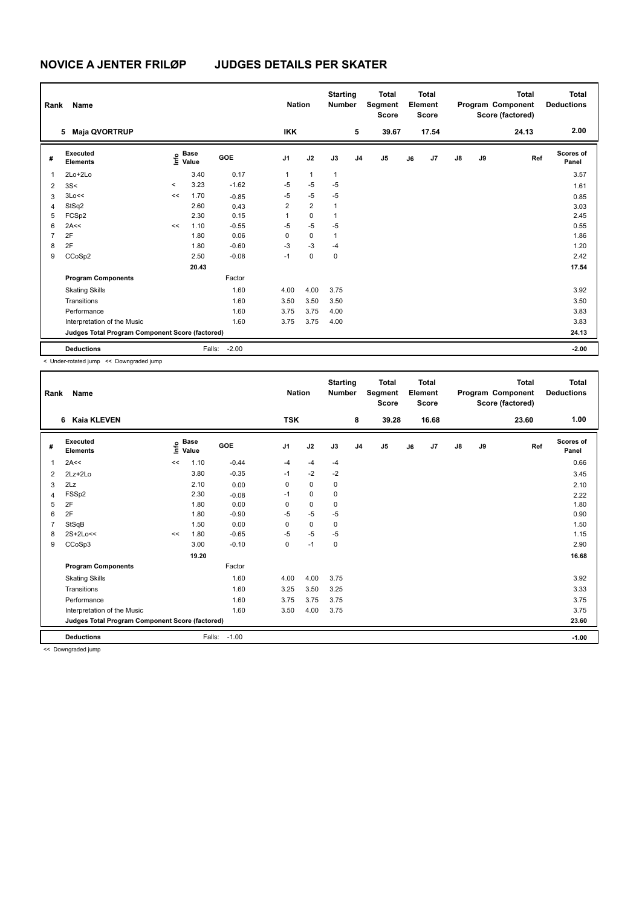# NOVICE A JENTER FRILØP JUDGES DETAILS PER SKATER

| Rank | Name | Nation | Starting Number | Total Segment Score | Total Element Score | Total Program Component Score (factored) | Total Deductions |
|---|---|---|---|---|---|---|---|
| 5 | Maja QVORTRUP | IKK | 5 | 39.67 | 17.54 | 24.13 | 2.00 |

| # | Executed Elements | Info | Base Value | GOE | J1 | J2 | J3 | J4 | J5 | J6 | J7 | J8 | J9 | Ref | Scores of Panel |
|---|---|---|---|---|---|---|---|---|---|---|---|---|---|---|---|
| 1 | 2Lo+2Lo | | 3.40 | 0.17 | 1 | 1 | 1 | | | | | | | | 3.57 |
| 2 | 3S< | < | 3.23 | -1.62 | -5 | -5 | -5 | | | | | | | | 1.61 |
| 3 | 3Lo<< | << | 1.70 | -0.85 | -5 | -5 | -5 | | | | | | | | 0.85 |
| 4 | StSq2 | | 2.60 | 0.43 | 2 | 2 | 1 | | | | | | | | 3.03 |
| 5 | FCSp2 | | 2.30 | 0.15 | 1 | 0 | 1 | | | | | | | | 2.45 |
| 6 | 2A<< | << | 1.10 | -0.55 | -5 | -5 | -5 | | | | | | | | 0.55 |
| 7 | 2F | | 1.80 | 0.06 | 0 | 0 | 1 | | | | | | | | 1.86 |
| 8 | 2F | | 1.80 | -0.60 | -3 | -3 | -4 | | | | | | | | 1.20 |
| 9 | CCoSp2 | | 2.50 | -0.08 | -1 | 0 | 0 | | | | | | | | 2.42 |
| | | | 20.43 | | | | | | | | | | | | 17.54 |
| | **Program Components** | | | Factor | | | | | | | | | | | |
| | Skating Skills | | | 1.60 | 4.00 | 4.00 | 3.75 | | | | | | | | 3.92 |
| | Transitions | | | 1.60 | 3.50 | 3.50 | 3.50 | | | | | | | | 3.50 |
| | Performance | | | 1.60 | 3.75 | 3.75 | 4.00 | | | | | | | | 3.83 |
| | Interpretation of the Music | | | 1.60 | 3.75 | 3.75 | 4.00 | | | | | | | | 3.83 |
| | **Judges Total Program Component Score (factored)** | | | | | | | | | | | | | | 24.13 |
| | **Deductions** | | Falls: | -2.00 | | | | | | | | | | | -2.00 |

< Under-rotated jump << Downgraded jump

| Rank | Name | Nation | Starting Number | Total Segment Score | Total Element Score | Total Program Component Score (factored) | Total Deductions |
|---|---|---|---|---|---|---|---|
| 6 | Kaia KLEVEN | TSK | 8 | 39.28 | 16.68 | 23.60 | 1.00 |

| # | Executed Elements | Info | Base Value | GOE | J1 | J2 | J3 | J4 | J5 | J6 | J7 | J8 | J9 | Ref | Scores of Panel |
|---|---|---|---|---|---|---|---|---|---|---|---|---|---|---|---|
| 1 | 2A<< | << | 1.10 | -0.44 | -4 | -4 | -4 | | | | | | | | 0.66 |
| 2 | 2Lz+2Lo | | 3.80 | -0.35 | -1 | -2 | -2 | | | | | | | | 3.45 |
| 3 | 2Lz | | 2.10 | 0.00 | 0 | 0 | 0 | | | | | | | | 2.10 |
| 4 | FSSp2 | | 2.30 | -0.08 | -1 | 0 | 0 | | | | | | | | 2.22 |
| 5 | 2F | | 1.80 | 0.00 | 0 | 0 | 0 | | | | | | | | 1.80 |
| 6 | 2F | | 1.80 | -0.90 | -5 | -5 | -5 | | | | | | | | 0.90 |
| 7 | StSqB | | 1.50 | 0.00 | 0 | 0 | 0 | | | | | | | | 1.50 |
| 8 | 2S+2Lo<< | << | 1.80 | -0.65 | -5 | -5 | -5 | | | | | | | | 1.15 |
| 9 | CCoSp3 | | 3.00 | -0.10 | 0 | -1 | 0 | | | | | | | | 2.90 |
| | | | 19.20 | | | | | | | | | | | | 16.68 |
| | **Program Components** | | | Factor | | | | | | | | | | | |
| | Skating Skills | | | 1.60 | 4.00 | 4.00 | 3.75 | | | | | | | | 3.92 |
| | Transitions | | | 1.60 | 3.25 | 3.50 | 3.25 | | | | | | | | 3.33 |
| | Performance | | | 1.60 | 3.75 | 3.75 | 3.75 | | | | | | | | 3.75 |
| | Interpretation of the Music | | | 1.60 | 3.50 | 4.00 | 3.75 | | | | | | | | 3.75 |
| | **Judges Total Program Component Score (factored)** | | | | | | | | | | | | | | 23.60 |
| | **Deductions** | | Falls: | -1.00 | | | | | | | | | | | -1.00 |

<< Downgraded jump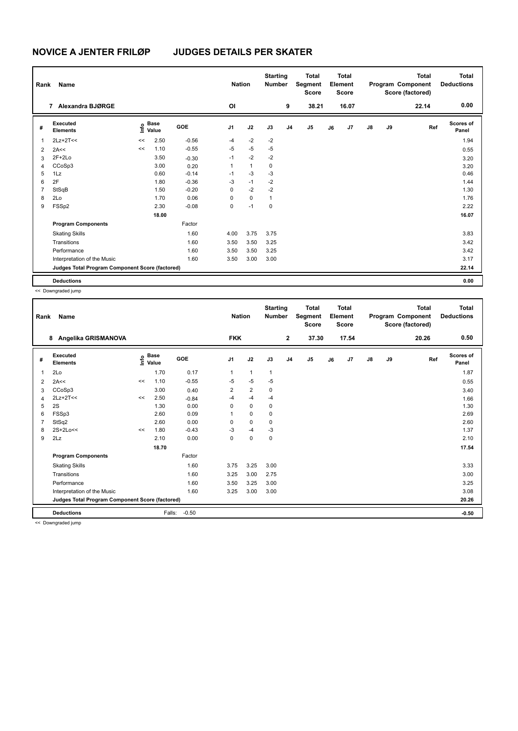# NOVICE A JENTER FRILØP JUDGES DETAILS PER SKATER

| Rank | Name | Nation | Starting Number | Total Segment Score | Total Element Score | Total Program Component Score (factored) | Total Deductions |
|---|---|---|---|---|---|---|---|
| 7 | Alexandra BJØRGE | OI | 9 | 38.21 | 16.07 | 22.14 | 0.00 |

| # | Executed Elements | Info | Base Value | GOE | J1 | J2 | J3 | J4 | J5 | J6 | J7 | J8 | J9 | Ref | Scores of Panel |
|---|---|---|---|---|---|---|---|---|---|---|---|---|---|---|---|
| 1 | 2Lz+2T<< | << | 2.50 | -0.56 | -4 | -2 | -2 | | | | | | | | 1.94 |
| 2 | 2A<< | << | 1.10 | -0.55 | -5 | -5 | -5 | | | | | | | | 0.55 |
| 3 | 2F+2Lo | | 3.50 | -0.30 | -1 | -2 | -2 | | | | | | | | 3.20 |
| 4 | CCoSp3 | | 3.00 | 0.20 | 1 | 1 | 0 | | | | | | | | 3.20 |
| 5 | 1Lz | | 0.60 | -0.14 | -1 | -3 | -3 | | | | | | | | 0.46 |
| 6 | 2F | | 1.80 | -0.36 | -3 | -1 | -2 | | | | | | | | 1.44 |
| 7 | StSqB | | 1.50 | -0.20 | 0 | -2 | -2 | | | | | | | | 1.30 |
| 8 | 2Lo | | 1.70 | 0.06 | 0 | 0 | 1 | | | | | | | | 1.76 |
| 9 | FSSp2 | | 2.30 | -0.08 | 0 | -1 | 0 | | | | | | | | 2.22 |
| | | | 18.00 | | | | | | | | | | | | 16.07 |
| | **Program Components** | | | Factor | | | | | | | | | | | |
| | Skating Skills | | | 1.60 | 4.00 | 3.75 | 3.75 | | | | | | | | 3.83 |
| | Transitions | | | 1.60 | 3.50 | 3.50 | 3.25 | | | | | | | | 3.42 |
| | Performance | | | 1.60 | 3.50 | 3.50 | 3.25 | | | | | | | | 3.42 |
| | Interpretation of the Music | | | 1.60 | 3.50 | 3.00 | 3.00 | | | | | | | | 3.17 |
| | **Judges Total Program Component Score (factored)** | | | | | | | | | | | | | | 22.14 |
| | **Deductions** | | | | | | | | | | | | | | 0.00 |

<< Downgraded jump

| Rank | Name | Nation | Starting Number | Total Segment Score | Total Element Score | Total Program Component Score (factored) | Total Deductions |
|---|---|---|---|---|---|---|---|
| 8 | Angelika GRISMANOVA | FKK | 2 | 37.30 | 17.54 | 20.26 | 0.50 |

| # | Executed Elements | Info | Base Value | GOE | J1 | J2 | J3 | J4 | J5 | J6 | J7 | J8 | J9 | Ref | Scores of Panel |
|---|---|---|---|---|---|---|---|---|---|---|---|---|---|---|---|
| 1 | 2Lo | | 1.70 | 0.17 | 1 | 1 | 1 | | | | | | | | 1.87 |
| 2 | 2A<< | << | 1.10 | -0.55 | -5 | -5 | -5 | | | | | | | | 0.55 |
| 3 | CCoSp3 | | 3.00 | 0.40 | 2 | 2 | 0 | | | | | | | | 3.40 |
| 4 | 2Lz+2T<< | << | 2.50 | -0.84 | -4 | -4 | -4 | | | | | | | | 1.66 |
| 5 | 2S | | 1.30 | 0.00 | 0 | 0 | 0 | | | | | | | | 1.30 |
| 6 | FSSp3 | | 2.60 | 0.09 | 1 | 0 | 0 | | | | | | | | 2.69 |
| 7 | StSq2 | | 2.60 | 0.00 | 0 | 0 | 0 | | | | | | | | 2.60 |
| 8 | 2S+2Lo<< | << | 1.80 | -0.43 | -3 | -4 | -3 | | | | | | | | 1.37 |
| 9 | 2Lz | | 2.10 | 0.00 | 0 | 0 | 0 | | | | | | | | 2.10 |
| | | | 18.70 | | | | | | | | | | | | 17.54 |
| | **Program Components** | | | Factor | | | | | | | | | | | |
| | Skating Skills | | | 1.60 | 3.75 | 3.25 | 3.00 | | | | | | | | 3.33 |
| | Transitions | | | 1.60 | 3.25 | 3.00 | 2.75 | | | | | | | | 3.00 |
| | Performance | | | 1.60 | 3.50 | 3.25 | 3.00 | | | | | | | | 3.25 |
| | Interpretation of the Music | | | 1.60 | 3.25 | 3.00 | 3.00 | | | | | | | | 3.08 |
| | **Judges Total Program Component Score (factored)** | | | | | | | | | | | | | | 20.26 |
| | **Deductions** | | Falls: | -0.50 | | | | | | | | | | | -0.50 |

<< Downgraded jump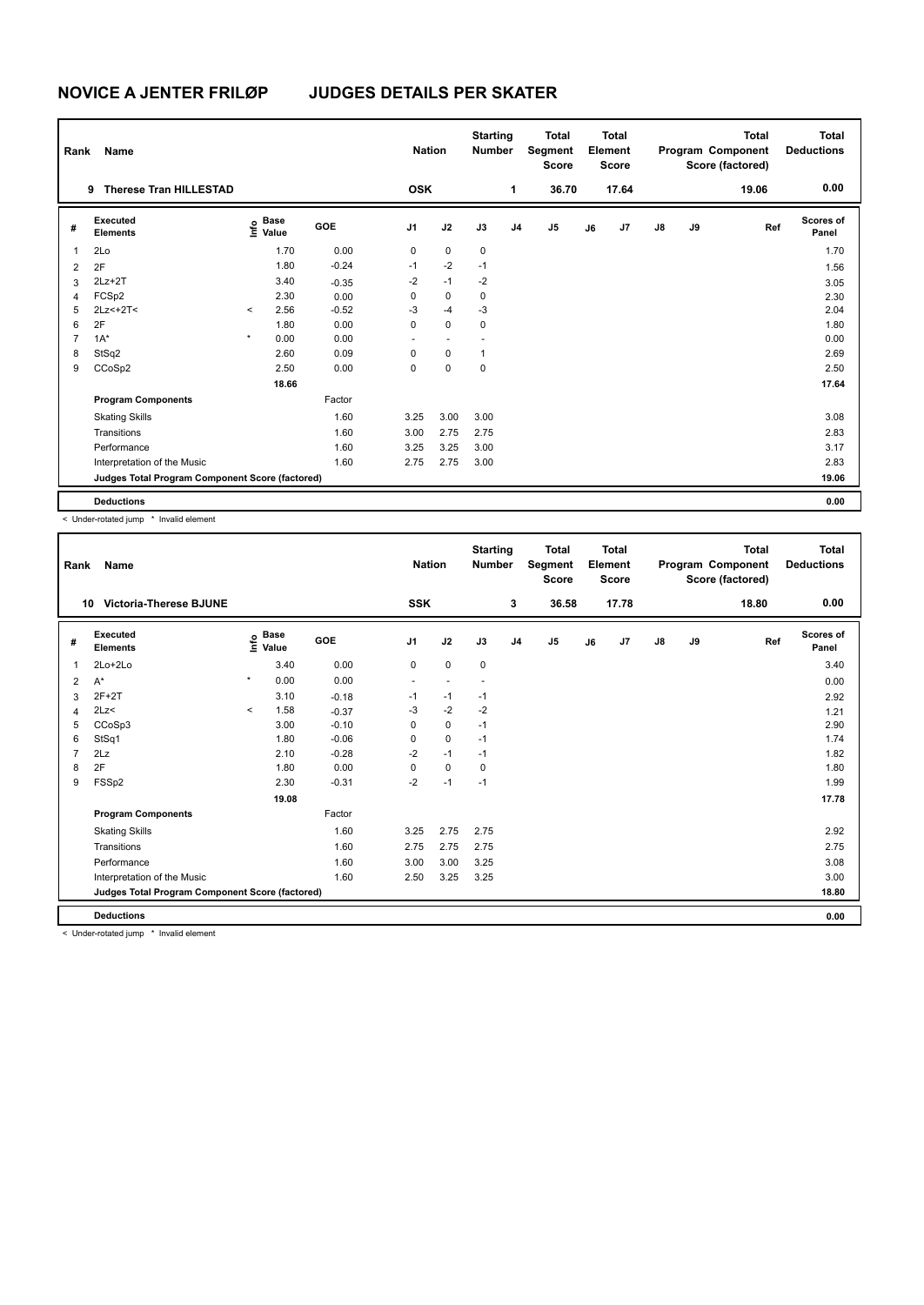# NOVICE A JENTER FRILØP JUDGES DETAILS PER SKATER

| Rank | Name | Nation | Starting Number | Total Segment Score | Total Element Score | Total Program Component Score (factored) | Total Deductions |
|---|---|---|---|---|---|---|---|
| 9 | Therese Tran HILLESTAD | OSK | 1 | 36.70 | 17.64 | 19.06 | 0.00 |

| # | Executed Elements | Info | Base Value | GOE | J1 | J2 | J3 | J4 | J5 | J6 | J7 | J8 | J9 | Ref | Scores of Panel |
|---|---|---|---|---|---|---|---|---|---|---|---|---|---|---|---|
| 1 | 2Lo | | 1.70 | 0.00 | 0 | 0 | 0 | | | | | | | | 1.70 |
| 2 | 2F | | 1.80 | -0.24 | -1 | -2 | -1 | | | | | | | | 1.56 |
| 3 | 2Lz+2T | | 3.40 | -0.35 | -2 | -1 | -2 | | | | | | | | 3.05 |
| 4 | FCSp2 | | 2.30 | 0.00 | 0 | 0 | 0 | | | | | | | | 2.30 |
| 5 | 2Lz<+2T< | < | 2.56 | -0.52 | -3 | -4 | -3 | | | | | | | | 2.04 |
| 6 | 2F | | 1.80 | 0.00 | 0 | 0 | 0 | | | | | | | | 1.80 |
| 7 | 1A* | * | 0.00 | 0.00 | - | - | - | | | | | | | | 0.00 |
| 8 | StSq2 | | 2.60 | 0.09 | 0 | 0 | 1 | | | | | | | | 2.69 |
| 9 | CCoSp2 | | 2.50 | 0.00 | 0 | 0 | 0 | | | | | | | | 2.50 |
| | | | 18.66 | | | | | | | | | | | | 17.64 |
| | **Program Components** | | | Factor | | | | | | | | | | | |
| | Skating Skills | | | 1.60 | 3.25 | 3.00 | 3.00 | | | | | | | | 3.08 |
| | Transitions | | | 1.60 | 3.00 | 2.75 | 2.75 | | | | | | | | 2.83 |
| | Performance | | | 1.60 | 3.25 | 3.25 | 3.00 | | | | | | | | 3.17 |
| | Interpretation of the Music | | | 1.60 | 2.75 | 2.75 | 3.00 | | | | | | | | 2.83 |
| | **Judges Total Program Component Score (factored)** | | | | | | | | | | | | | | 19.06 |
| | **Deductions** | | | | | | | | | | | | | | 0.00 |

< Under-rotated jump * Invalid element

| Rank | Name | Nation | Starting Number | Total Segment Score | Total Element Score | Total Program Component Score (factored) | Total Deductions |
|---|---|---|---|---|---|---|---|
| 10 | Victoria-Therese BJUNE | SSK | 3 | 36.58 | 17.78 | 18.80 | 0.00 |

| # | Executed Elements | Info | Base Value | GOE | J1 | J2 | J3 | J4 | J5 | J6 | J7 | J8 | J9 | Ref | Scores of Panel |
|---|---|---|---|---|---|---|---|---|---|---|---|---|---|---|---|
| 1 | 2Lo+2Lo | | 3.40 | 0.00 | 0 | 0 | 0 | | | | | | | | 3.40 |
| 2 | A* | * | 0.00 | 0.00 | - | - | - | | | | | | | | 0.00 |
| 3 | 2F+2T | | 3.10 | -0.18 | -1 | -1 | -1 | | | | | | | | 2.92 |
| 4 | 2Lz< | < | 1.58 | -0.37 | -3 | -2 | -2 | | | | | | | | 1.21 |
| 5 | CCoSp3 | | 3.00 | -0.10 | 0 | 0 | -1 | | | | | | | | 2.90 |
| 6 | StSq1 | | 1.80 | -0.06 | 0 | 0 | -1 | | | | | | | | 1.74 |
| 7 | 2Lz | | 2.10 | -0.28 | -2 | -1 | -1 | | | | | | | | 1.82 |
| 8 | 2F | | 1.80 | 0.00 | 0 | 0 | 0 | | | | | | | | 1.80 |
| 9 | FSSp2 | | 2.30 | -0.31 | -2 | -1 | -1 | | | | | | | | 1.99 |
| | | | 19.08 | | | | | | | | | | | | 17.78 |
| | **Program Components** | | | Factor | | | | | | | | | | | |
| | Skating Skills | | | 1.60 | 3.25 | 2.75 | 2.75 | | | | | | | | 2.92 |
| | Transitions | | | 1.60 | 2.75 | 2.75 | 2.75 | | | | | | | | 2.75 |
| | Performance | | | 1.60 | 3.00 | 3.00 | 3.25 | | | | | | | | 3.08 |
| | Interpretation of the Music | | | 1.60 | 2.50 | 3.25 | 3.25 | | | | | | | | 3.00 |
| | **Judges Total Program Component Score (factored)** | | | | | | | | | | | | | | 18.80 |
| | **Deductions** | | | | | | | | | | | | | | 0.00 |

< Under-rotated jump * Invalid element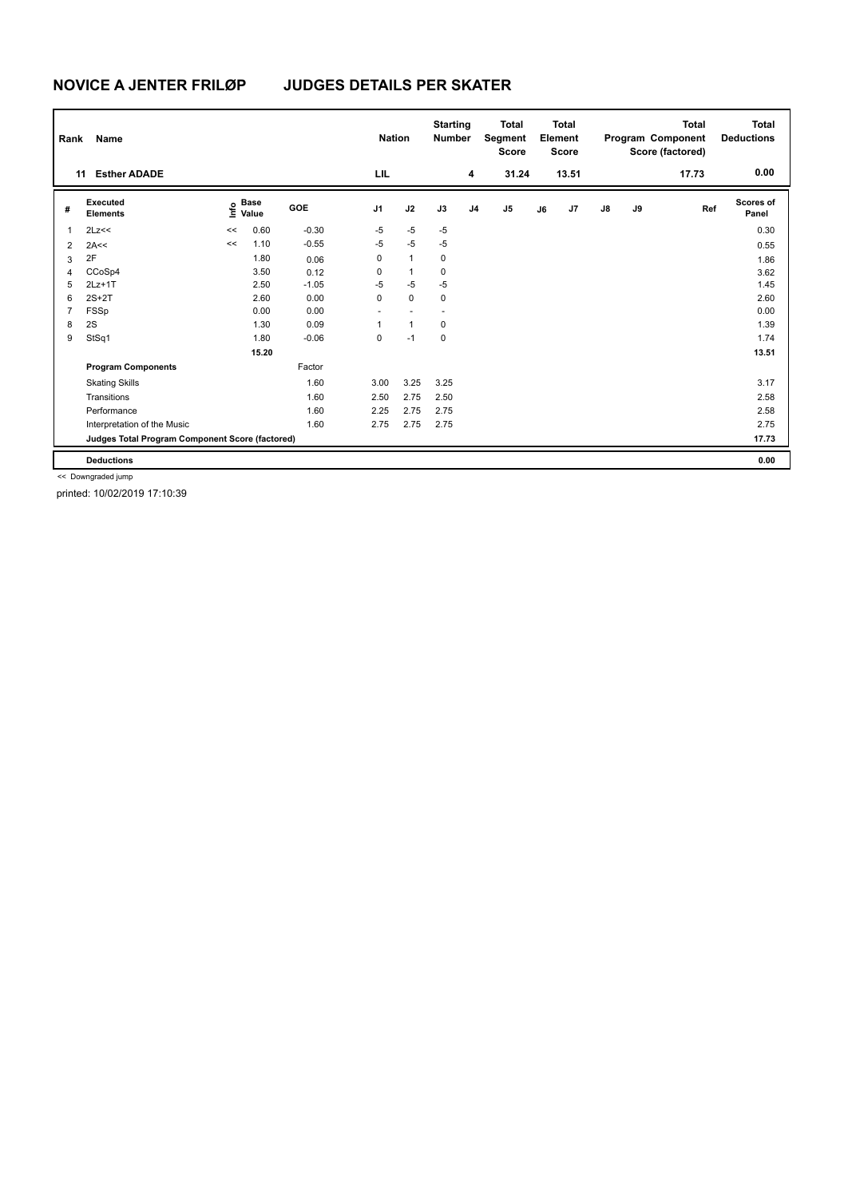# NOVICE A JENTER FRILØP JUDGES DETAILS PER SKATER

| Rank | Name | Nation | Starting Number | Total Segment Score | Total Element Score | Total Program Component Score (factored) | Total Deductions |
|---|---|---|---|---|---|---|---|
| 11 | Esther ADADE | LIL | 4 | 31.24 | 13.51 | 17.73 | 0.00 |

| # | Executed Elements | Info | Base Value | GOE | J1 | J2 | J3 | J4 | J5 | J6 | J7 | J8 | J9 | Ref | Scores of Panel |
|---|---|---|---|---|---|---|---|---|---|---|---|---|---|---|---|
| 1 | 2Lz<< | << | 0.60 | -0.30 | -5 | -5 | -5 | | | | | | | | 0.30 |
| 2 | 2A<< | << | 1.10 | -0.55 | -5 | -5 | -5 | | | | | | | | 0.55 |
| 3 | 2F | | 1.80 | 0.06 | 0 | 1 | 0 | | | | | | | | 1.86 |
| 4 | CCoSp4 | | 3.50 | 0.12 | 0 | 1 | 0 | | | | | | | | 3.62 |
| 5 | 2Lz+1T | | 2.50 | -1.05 | -5 | -5 | -5 | | | | | | | | 1.45 |
| 6 | 2S+2T | | 2.60 | 0.00 | 0 | 0 | 0 | | | | | | | | 2.60 |
| 7 | FSSp | | 0.00 | 0.00 | - | - | - | | | | | | | | 0.00 |
| 8 | 2S | | 1.30 | 0.09 | 1 | 1 | 0 | | | | | | | | 1.39 |
| 9 | StSq1 | | 1.80 | -0.06 | 0 | -1 | 0 | | | | | | | | 1.74 |
| | | | 15.20 | | | | | | | | | | | | 13.51 |
| | **Program Components** | | | Factor | | | | | | | | | | | |
| | Skating Skills | | | 1.60 | 3.00 | 3.25 | 3.25 | | | | | | | | 3.17 |
| | Transitions | | | 1.60 | 2.50 | 2.75 | 2.50 | | | | | | | | 2.58 |
| | Performance | | | 1.60 | 2.25 | 2.75 | 2.75 | | | | | | | | 2.58 |
| | Interpretation of the Music | | | 1.60 | 2.75 | 2.75 | 2.75 | | | | | | | | 2.75 |
| | **Judges Total Program Component Score (factored)** | | | | | | | | | | | | | | 17.73 |
| | **Deductions** | | | | | | | | | | | | | | 0.00 |

<< Downgraded jump

printed: 10/02/2019 17:10:39